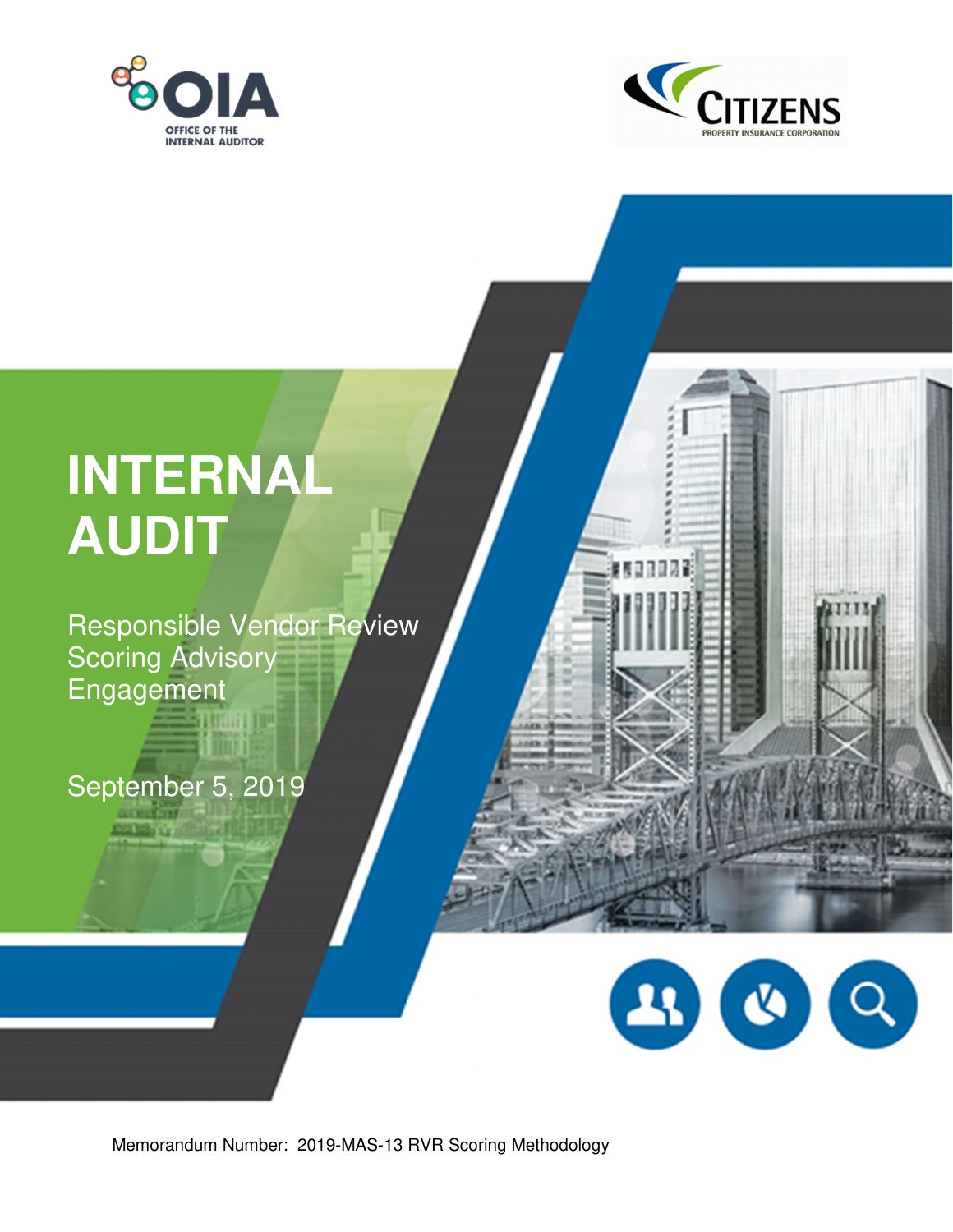OIA

OFFICE OF THE INTERNAL AUDITOR

CITIZENS

PROPERTY INSURANCE CORPORATION

# INTERNAL AUDIT

Responsible Vendor Review Scoring Advisory Engagement

September 5, 2019

Memorandum Number: 2019-MAS-13 RVR Scoring Methodology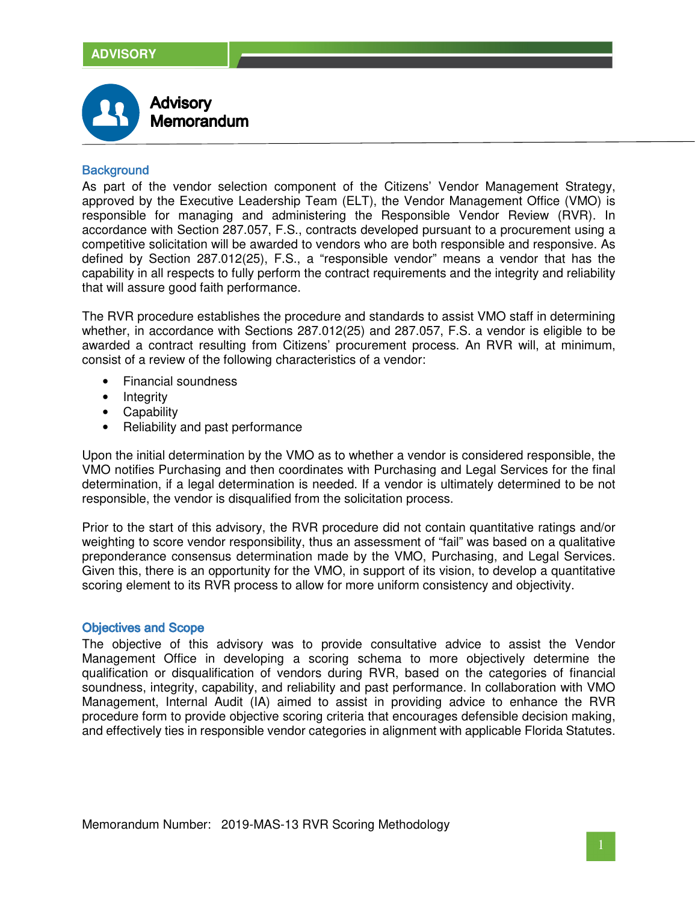ADVISORY

# Advisory Memorandum

## Background

As part of the vendor selection component of the Citizens' Vendor Management Strategy, approved by the Executive Leadership Team (ELT), the Vendor Management Office (VMO) is responsible for managing and administering the Responsible Vendor Review (RVR). In accordance with Section 287.057, F.S., contracts developed pursuant to a procurement using a competitive solicitation will be awarded to vendors who are both responsible and responsive. As defined by Section 287.012(25), F.S., a "responsible vendor" means a vendor that has the capability in all respects to fully perform the contract requirements and the integrity and reliability that will assure good faith performance.

The RVR procedure establishes the procedure and standards to assist VMO staff in determining whether, in accordance with Sections 287.012(25) and 287.057, F.S. a vendor is eligible to be awarded a contract resulting from Citizens' procurement process. An RVR will, at minimum, consist of a review of the following characteristics of a vendor:

- Financial soundness
- Integrity
- Capability
- Reliability and past performance

Upon the initial determination by the VMO as to whether a vendor is considered responsible, the VMO notifies Purchasing and then coordinates with Purchasing and Legal Services for the final determination, if a legal determination is needed. If a vendor is ultimately determined to be not responsible, the vendor is disqualified from the solicitation process.

Prior to the start of this advisory, the RVR procedure did not contain quantitative ratings and/or weighting to score vendor responsibility, thus an assessment of "fail" was based on a qualitative preponderance consensus determination made by the VMO, Purchasing, and Legal Services. Given this, there is an opportunity for the VMO, in support of its vision, to develop a quantitative scoring element to its RVR process to allow for more uniform consistency and objectivity.

## Objectives and Scope

The objective of this advisory was to provide consultative advice to assist the Vendor Management Office in developing a scoring schema to more objectively determine the qualification or disqualification of vendors during RVR, based on the categories of financial soundness, integrity, capability, and reliability and past performance. In collaboration with VMO Management, Internal Audit (IA) aimed to assist in providing advice to enhance the RVR procedure form to provide objective scoring criteria that encourages defensible decision making, and effectively ties in responsible vendor categories in alignment with applicable Florida Statutes.

Memorandum Number: 2019-MAS-13 RVR Scoring Methodology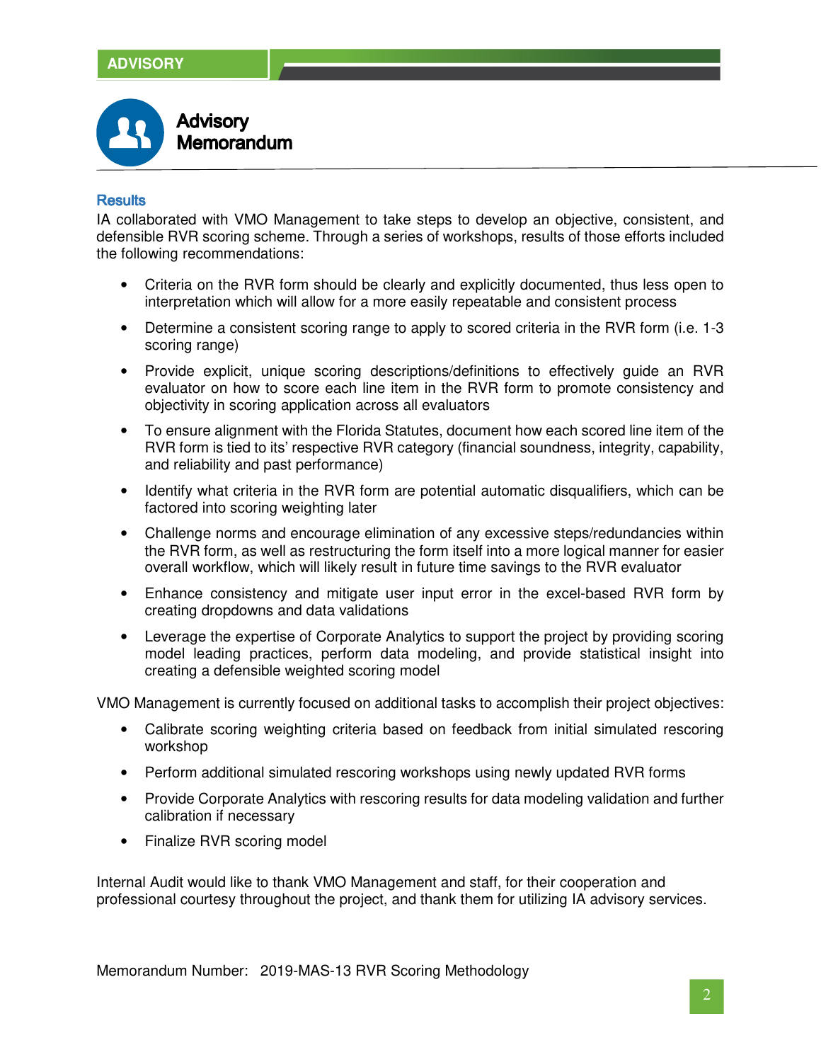## Results

IA collaborated with VMO Management to take steps to develop an objective, consistent, and defensible RVR scoring scheme. Through a series of workshops, results of those efforts included the following recommendations:

- Criteria on the RVR form should be clearly and explicitly documented, thus less open to interpretation which will allow for a more easily repeatable and consistent process
- Determine a consistent scoring range to apply to scored criteria in the RVR form (i.e. 1-3 scoring range)
- Provide explicit, unique scoring descriptions/definitions to effectively guide an RVR evaluator on how to score each line item in the RVR form to promote consistency and objectivity in scoring application across all evaluators
- To ensure alignment with the Florida Statutes, document how each scored line item of the RVR form is tied to its' respective RVR category (financial soundness, integrity, capability, and reliability and past performance)
- Identify what criteria in the RVR form are potential automatic disqualifiers, which can be factored into scoring weighting later
- Challenge norms and encourage elimination of any excessive steps/redundancies within the RVR form, as well as restructuring the form itself into a more logical manner for easier overall workflow, which will likely result in future time savings to the RVR evaluator
- Enhance consistency and mitigate user input error in the excel-based RVR form by creating dropdowns and data validations
- Leverage the expertise of Corporate Analytics to support the project by providing scoring model leading practices, perform data modeling, and provide statistical insight into creating a defensible weighted scoring model

VMO Management is currently focused on additional tasks to accomplish their project objectives:

- Calibrate scoring weighting criteria based on feedback from initial simulated rescoring workshop
- Perform additional simulated rescoring workshops using newly updated RVR forms
- Provide Corporate Analytics with rescoring results for data modeling validation and further calibration if necessary
- Finalize RVR scoring model

Internal Audit would like to thank VMO Management and staff, for their cooperation and professional courtesy throughout the project, and thank them for utilizing IA advisory services.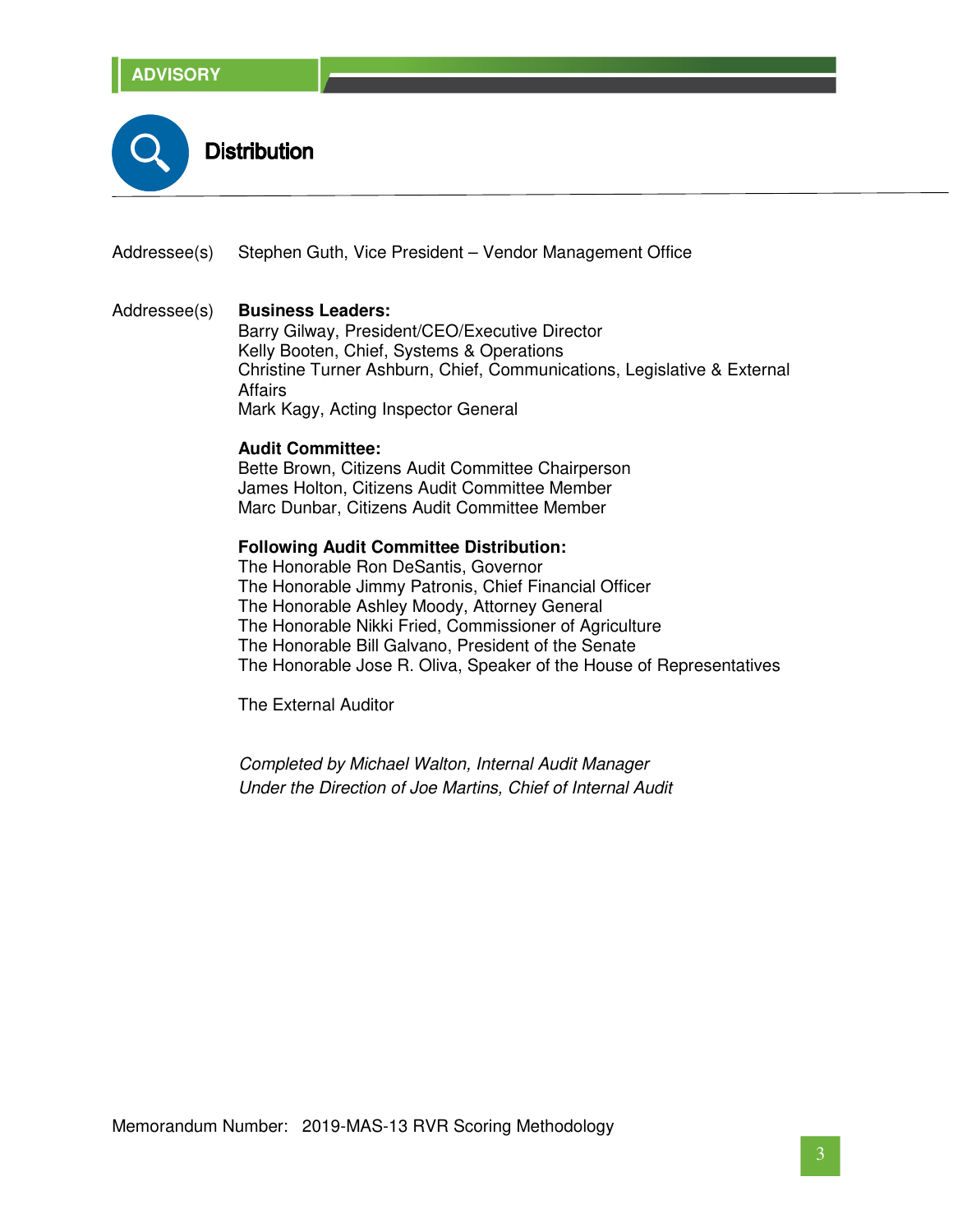## Distribution

Addressee(s) Stephen Guth, Vice President – Vendor Management Office

Addressee(s) **Business Leaders:**
Barry Gilway, President/CEO/Executive Director
Kelly Booten, Chief, Systems & Operations
Christine Turner Ashburn, Chief, Communications, Legislative & External Affairs
Mark Kagy, Acting Inspector General

**Audit Committee:**
Bette Brown, Citizens Audit Committee Chairperson
James Holton, Citizens Audit Committee Member
Marc Dunbar, Citizens Audit Committee Member

**Following Audit Committee Distribution:**
The Honorable Ron DeSantis, Governor
The Honorable Jimmy Patronis, Chief Financial Officer
The Honorable Ashley Moody, Attorney General
The Honorable Nikki Fried, Commissioner of Agriculture
The Honorable Bill Galvano, President of the Senate
The Honorable Jose R. Oliva, Speaker of the House of Representatives

The External Auditor

*Completed by Michael Walton, Internal Audit Manager*
*Under the Direction of Joe Martins, Chief of Internal Audit*